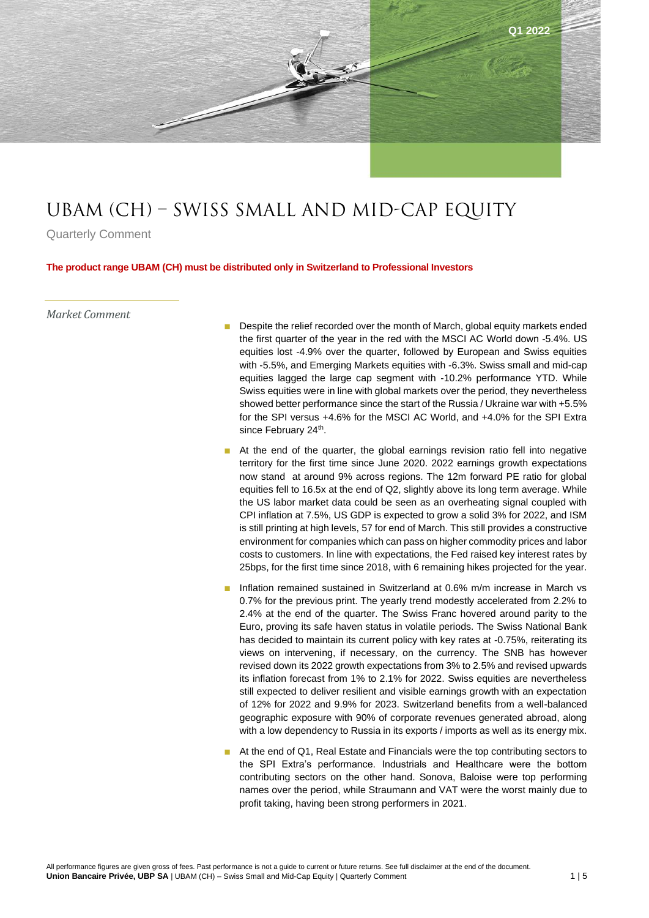Q1 2022

# UBAM (CH) – SWISS SMALL AND MID-CAP EQUITY

Quarterly Comment

**The product range UBAM (CH) must be distributed only in Switzerland to Professional Investors**

## *Market Comment*

- Despite the relief recorded over the month of March, global equity markets ended the first quarter of the year in the red with the MSCI AC World down -5.4%. US equities lost -4.9% over the quarter, followed by European and Swiss equities with -5.5%, and Emerging Markets equities with -6.3%. Swiss small and mid-cap equities lagged the large cap segment with -10.2% performance YTD. While Swiss equities were in line with global markets over the period, they nevertheless showed better performance since the start of the Russia / Ukraine war with +5.5% for the SPI versus +4.6% for the MSCI AC World, and +4.0% for the SPI Extra since February 24th.
- At the end of the quarter, the global earnings revision ratio fell into negative territory for the first time since June 2020. 2022 earnings growth expectations now stand at around 9% across regions. The 12m forward PE ratio for global equities fell to 16.5x at the end of Q2, slightly above its long term average. While the US labor market data could be seen as an overheating signal coupled with CPI inflation at 7.5%, US GDP is expected to grow a solid 3% for 2022, and ISM is still printing at high levels, 57 for end of March. This still provides a constructive environment for companies which can pass on higher commodity prices and labor costs to customers. In line with expectations, the Fed raised key interest rates by 25bps, for the first time since 2018, with 6 remaining hikes projected for the year.
- Inflation remained sustained in Switzerland at 0.6% m/m increase in March vs 0.7% for the previous print. The yearly trend modestly accelerated from 2.2% to 2.4% at the end of the quarter. The Swiss Franc hovered around parity to the Euro, proving its safe haven status in volatile periods. The Swiss National Bank has decided to maintain its current policy with key rates at -0.75%, reiterating its views on intervening, if necessary, on the currency. The SNB has however revised down its 2022 growth expectations from 3% to 2.5% and revised upwards its inflation forecast from 1% to 2.1% for 2022. Swiss equities are nevertheless still expected to deliver resilient and visible earnings growth with an expectation of 12% for 2022 and 9.9% for 2023. Switzerland benefits from a well-balanced geographic exposure with 90% of corporate revenues generated abroad, along with a low dependency to Russia in its exports / imports as well as its energy mix.
- At the end of Q1, Real Estate and Financials were the top contributing sectors to the SPI Extra's performance. Industrials and Healthcare were the bottom contributing sectors on the other hand. Sonova, Baloise were top performing names over the period, while Straumann and VAT were the worst mainly due to profit taking, having been strong performers in 2021.

All performance figures are given gross of fees. Past performance is not a guide to current or future returns. See full disclaimer at the end of the document.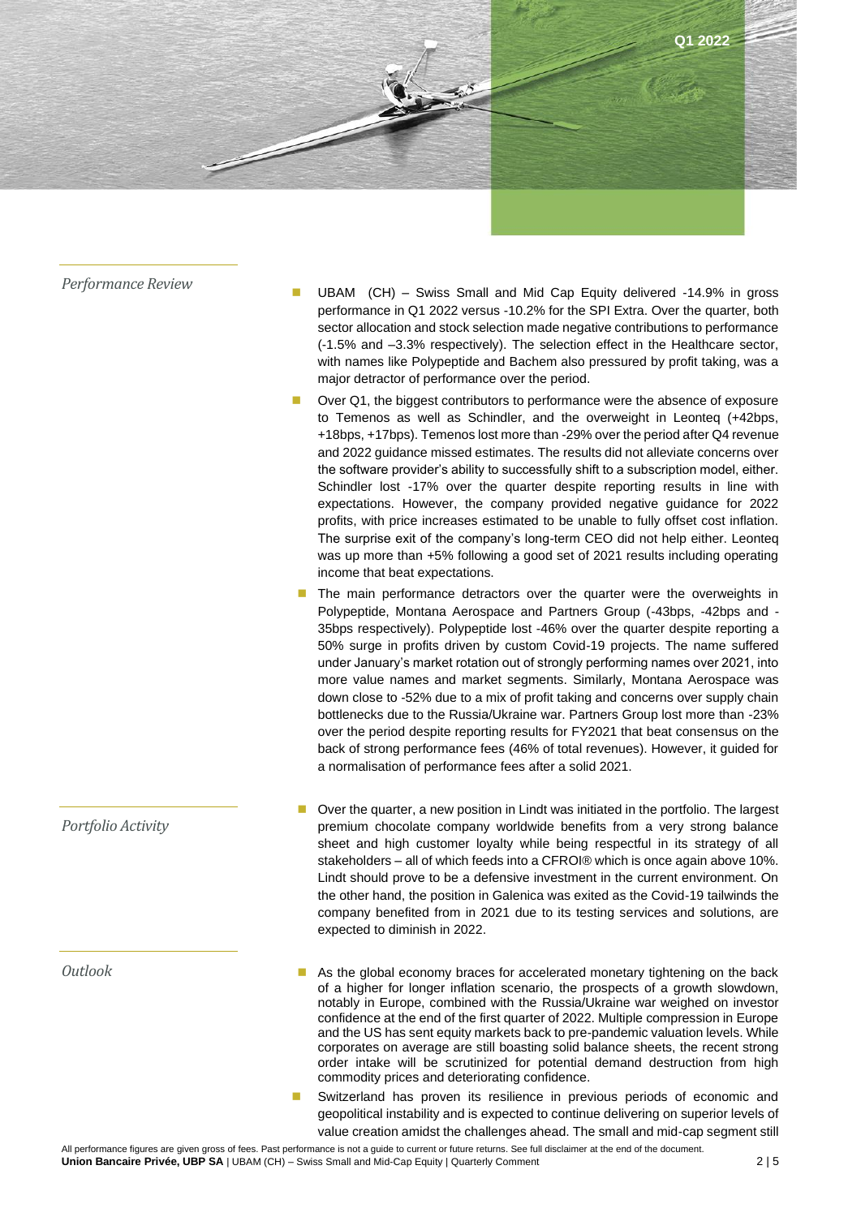## Performance Review

- UBAM (CH) – Swiss Small and Mid Cap Equity delivered -14.9% in gross performance in Q1 2022 versus -10.2% for the SPI Extra. Over the quarter, both sector allocation and stock selection made negative contributions to performance (-1.5% and –3.3% respectively). The selection effect in the Healthcare sector, with names like Polypeptide and Bachem also pressured by profit taking, was a major detractor of performance over the period.
- Over Q1, the biggest contributors to performance were the absence of exposure to Temenos as well as Schindler, and the overweight in Leonteq (+42bps, +18bps, +17bps). Temenos lost more than -29% over the period after Q4 revenue and 2022 guidance missed estimates. The results did not alleviate concerns over the software provider's ability to successfully shift to a subscription model, either. Schindler lost -17% over the quarter despite reporting results in line with expectations. However, the company provided negative guidance for 2022 profits, with price increases estimated to be unable to fully offset cost inflation. The surprise exit of the company's long-term CEO did not help either. Leonteq was up more than +5% following a good set of 2021 results including operating income that beat expectations.
- The main performance detractors over the quarter were the overweights in Polypeptide, Montana Aerospace and Partners Group (-43bps, -42bps and -35bps respectively). Polypeptide lost -46% over the quarter despite reporting a 50% surge in profits driven by custom Covid-19 projects. The name suffered under January's market rotation out of strongly performing names over 2021, into more value names and market segments. Similarly, Montana Aerospace was down close to -52% due to a mix of profit taking and concerns over supply chain bottlenecks due to the Russia/Ukraine war. Partners Group lost more than -23% over the period despite reporting results for FY2021 that beat consensus on the back of strong performance fees (46% of total revenues). However, it guided for a normalisation of performance fees after a solid 2021.

## Portfolio Activity

- Over the quarter, a new position in Lindt was initiated in the portfolio. The largest premium chocolate company worldwide benefits from a very strong balance sheet and high customer loyalty while being respectful in its strategy of all stakeholders – all of which feeds into a CFROI® which is once again above 10%. Lindt should prove to be a defensive investment in the current environment. On the other hand, the position in Galenica was exited as the Covid-19 tailwinds the company benefited from in 2021 due to its testing services and solutions, are expected to diminish in 2022.

## Outlook

- As the global economy braces for accelerated monetary tightening on the back of a higher for longer inflation scenario, the prospects of a growth slowdown, notably in Europe, combined with the Russia/Ukraine war weighed on investor confidence at the end of the first quarter of 2022. Multiple compression in Europe and the US has sent equity markets back to pre-pandemic valuation levels. While corporates on average are still boasting solid balance sheets, the recent strong order intake will be scrutinized for potential demand destruction from high commodity prices and deteriorating confidence.
- Switzerland has proven its resilience in previous periods of economic and geopolitical instability and is expected to continue delivering on superior levels of value creation amidst the challenges ahead. The small and mid-cap segment still

All performance figures are given gross of fees. Past performance is not a guide to current or future returns. See full disclaimer at the end of the document.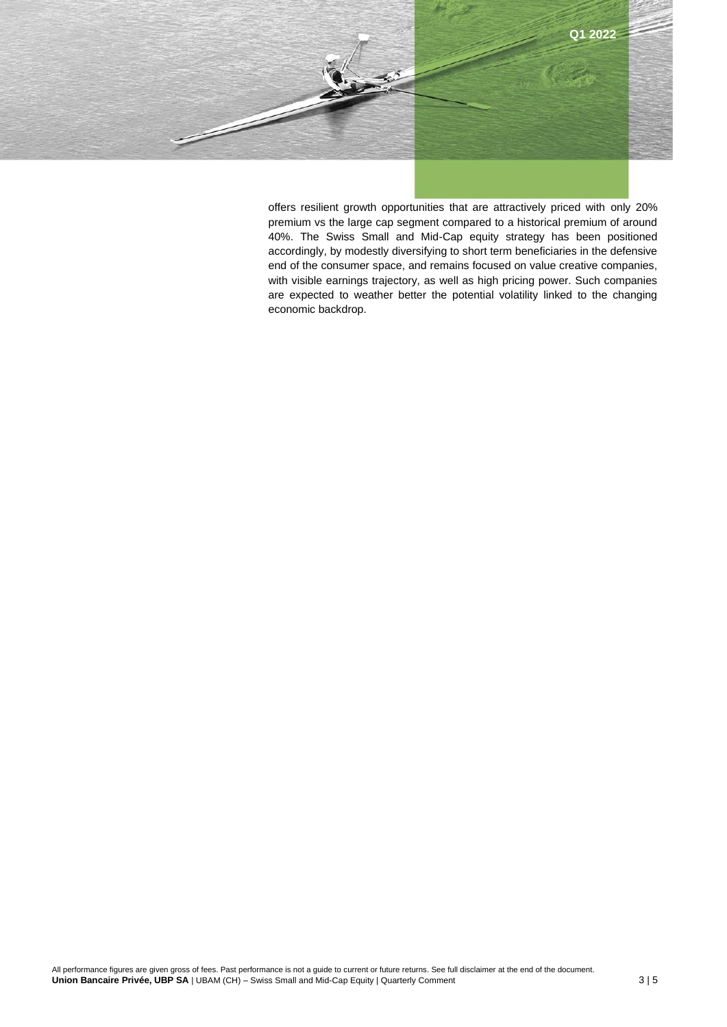offers resilient growth opportunities that are attractively priced with only 20% premium vs the large cap segment compared to a historical premium of around 40%. The Swiss Small and Mid-Cap equity strategy has been positioned accordingly, by modestly diversifying to short term beneficiaries in the defensive end of the consumer space, and remains focused on value creative companies, with visible earnings trajectory, as well as high pricing power. Such companies are expected to weather better the potential volatility linked to the changing economic backdrop.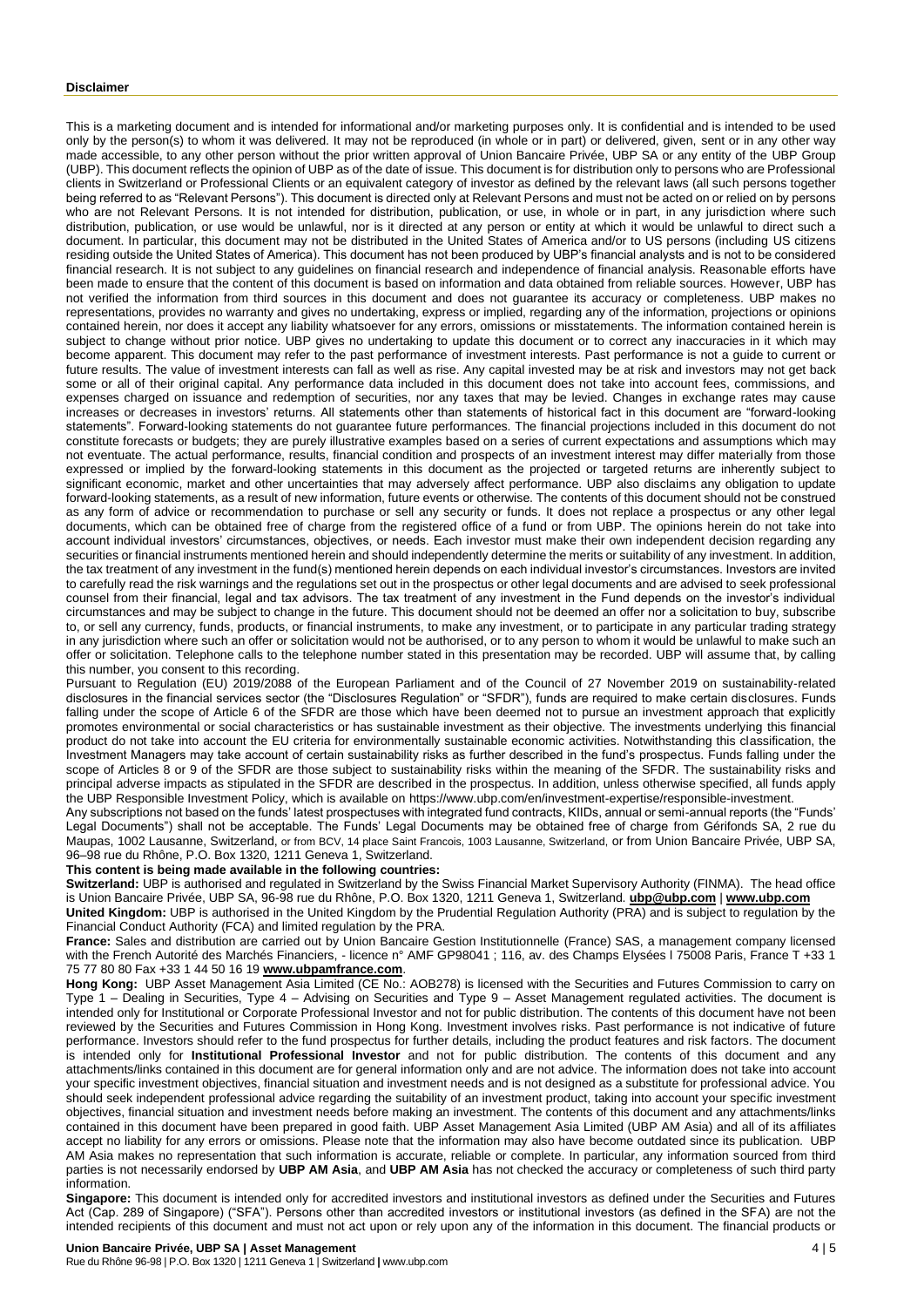**Disclaimer**

This is a marketing document and is intended for informational and/or marketing purposes only. It is confidential and is intended to be used only by the person(s) to whom it was delivered. It may not be reproduced (in whole or in part) or delivered, given, sent or in any other way made accessible, to any other person without the prior written approval of Union Bancaire Privée, UBP SA or any entity of the UBP Group (UBP). This document reflects the opinion of UBP as of the date of issue. This document is for distribution only to persons who are Professional clients in Switzerland or Professional Clients or an equivalent category of investor as defined by the relevant laws (all such persons together being referred to as "Relevant Persons"). This document is directed only at Relevant Persons and must not be acted on or relied on by persons who are not Relevant Persons. It is not intended for distribution, publication, or use, in whole or in part, in any jurisdiction where such distribution, publication, or use would be unlawful, nor is it directed at any person or entity at which it would be unlawful to direct such a document. In particular, this document may not be distributed in the United States of America and/or to US persons (including US citizens residing outside the United States of America). This document has not been produced by UBP's financial analysts and is not to be considered financial research. It is not subject to any guidelines on financial research and independence of financial analysis. Reasonable efforts have been made to ensure that the content of this document is based on information and data obtained from reliable sources. However, UBP has not verified the information from third sources in this document and does not guarantee its accuracy or completeness. UBP makes no representations, provides no warranty and gives no undertaking, express or implied, regarding any of the information, projections or opinions contained herein, nor does it accept any liability whatsoever for any errors, omissions or misstatements. The information contained herein is subject to change without prior notice. UBP gives no undertaking to update this document or to correct any inaccuracies in it which may become apparent. This document may refer to the past performance of investment interests. Past performance is not a guide to current or future results. The value of investment interests can fall as well as rise. Any capital invested may be at risk and investors may not get back some or all of their original capital. Any performance data included in this document does not take into account fees, commissions, and expenses charged on issuance and redemption of securities, nor any taxes that may be levied. Changes in exchange rates may cause increases or decreases in investors' returns. All statements other than statements of historical fact in this document are "forward-looking statements". Forward-looking statements do not guarantee future performances. The financial projections included in this document do not constitute forecasts or budgets; they are purely illustrative examples based on a series of current expectations and assumptions which may not eventuate. The actual performance, results, financial condition and prospects of an investment interest may differ materially from those expressed or implied by the forward-looking statements in this document as the projected or targeted returns are inherently subject to significant economic, market and other uncertainties that may adversely affect performance. UBP also disclaims any obligation to update forward-looking statements, as a result of new information, future events or otherwise. The contents of this document should not be construed as any form of advice or recommendation to purchase or sell any security or funds. It does not replace a prospectus or any other legal documents, which can be obtained free of charge from the registered office of a fund or from UBP. The opinions herein do not take into account individual investors' circumstances, objectives, or needs. Each investor must make their own independent decision regarding any securities or financial instruments mentioned herein and should independently determine the merits or suitability of any investment. In addition, the tax treatment of any investment in the fund(s) mentioned herein depends on each individual investor's circumstances. Investors are invited to carefully read the risk warnings and the regulations set out in the prospectus or other legal documents and are advised to seek professional counsel from their financial, legal and tax advisors. The tax treatment of any investment in the Fund depends on the investor's individual circumstances and may be subject to change in the future. This document should not be deemed an offer nor a solicitation to buy, subscribe to, or sell any currency, funds, products, or financial instruments, to make any investment, or to participate in any particular trading strategy in any jurisdiction where such an offer or solicitation would not be authorised, or to any person to whom it would be unlawful to make such an offer or solicitation. Telephone calls to the telephone number stated in this presentation may be recorded. UBP will assume that, by calling this number, you consent to this recording.

Pursuant to Regulation (EU) 2019/2088 of the European Parliament and of the Council of 27 November 2019 on sustainability-related disclosures in the financial services sector (the "Disclosures Regulation" or "SFDR"), funds are required to make certain disclosures. Funds falling under the scope of Article 6 of the SFDR are those which have been deemed not to pursue an investment approach that explicitly promotes environmental or social characteristics or has sustainable investment as their objective. The investments underlying this financial product do not take into account the EU criteria for environmentally sustainable economic activities. Notwithstanding this classification, the Investment Managers may take account of certain sustainability risks as further described in the fund's prospectus. Funds falling under the scope of Articles 8 or 9 of the SFDR are those subject to sustainability risks within the meaning of the SFDR. The sustainability risks and principal adverse impacts as stipulated in the SFDR are described in the prospectus. In addition, unless otherwise specified, all funds apply the UBP Responsible Investment Policy, which is available on https://www.ubp.com/en/investment-expertise/responsible-investment.

Any subscriptions not based on the funds' latest prospectuses with integrated fund contracts, KIIDs, annual or semi-annual reports (the "Funds' Legal Documents") shall not be acceptable. The Funds' Legal Documents may be obtained free of charge from Gérifonds SA, 2 rue du Maupas, 1002 Lausanne, Switzerland, or from BCV, 14 place Saint Francois, 1003 Lausanne, Switzerland, or from Union Bancaire Privée, UBP SA, 96–98 rue du Rhône, P.O. Box 1320, 1211 Geneva 1, Switzerland.

**This content is being made available in the following countries:**

**Switzerland:** UBP is authorised and regulated in Switzerland by the Swiss Financial Market Supervisory Authority (FINMA). The head office is Union Bancaire Privée, UBP SA, 96-98 rue du Rhône, P.O. Box 1320, 1211 Geneva 1, Switzerland. **ubp@ubp.com** | **www.ubp.com**

**United Kingdom:** UBP is authorised in the United Kingdom by the Prudential Regulation Authority (PRA) and is subject to regulation by the Financial Conduct Authority (FCA) and limited regulation by the PRA.

**France:** Sales and distribution are carried out by Union Bancaire Gestion Institutionnelle (France) SAS, a management company licensed with the French Autorité des Marchés Financiers, - licence n° AMF GP98041 ; 116, av. des Champs Elysées l 75008 Paris, France T +33 1 75 77 80 80 Fax +33 1 44 50 16 19 **www.ubpamfrance.com**.

**Hong Kong:** UBP Asset Management Asia Limited (CE No.: AOB278) is licensed with the Securities and Futures Commission to carry on Type 1 – Dealing in Securities, Type 4 – Advising on Securities and Type 9 – Asset Management regulated activities. The document is intended only for Institutional or Corporate Professional Investor and not for public distribution. The contents of this document have not been reviewed by the Securities and Futures Commission in Hong Kong. Investment involves risks. Past performance is not indicative of future performance. Investors should refer to the fund prospectus for further details, including the product features and risk factors. The document is intended only for **Institutional Professional Investor** and not for public distribution. The contents of this document and any attachments/links contained in this document are for general information only and are not advice. The information does not take into account your specific investment objectives, financial situation and investment needs and is not designed as a substitute for professional advice. You should seek independent professional advice regarding the suitability of an investment product, taking into account your specific investment objectives, financial situation and investment needs before making an investment. The contents of this document and any attachments/links contained in this document have been prepared in good faith. UBP Asset Management Asia Limited (UBP AM Asia) and all of its affiliates accept no liability for any errors or omissions. Please note that the information may also have become outdated since its publication. UBP AM Asia makes no representation that such information is accurate, reliable or complete. In particular, any information sourced from third parties is not necessarily endorsed by **UBP AM Asia**, and **UBP AM Asia** has not checked the accuracy or completeness of such third party information.

**Singapore:** This document is intended only for accredited investors and institutional investors as defined under the Securities and Futures Act (Cap. 289 of Singapore) ("SFA"). Persons other than accredited investors or institutional investors (as defined in the SFA) are not the intended recipients of this document and must not act upon or rely upon any of the information in this document. The financial products or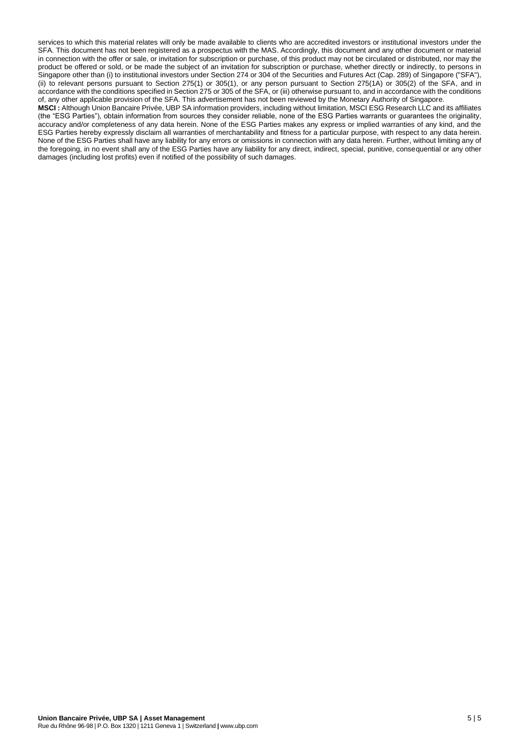services to which this material relates will only be made available to clients who are accredited investors or institutional investors under the SFA. This document has not been registered as a prospectus with the MAS. Accordingly, this document and any other document or material in connection with the offer or sale, or invitation for subscription or purchase, of this product may not be circulated or distributed, nor may the product be offered or sold, or be made the subject of an invitation for subscription or purchase, whether directly or indirectly, to persons in Singapore other than (i) to institutional investors under Section 274 or 304 of the Securities and Futures Act (Cap. 289) of Singapore ("SFA"), (ii) to relevant persons pursuant to Section 275(1) or 305(1), or any person pursuant to Section 275(1A) or 305(2) of the SFA, and in accordance with the conditions specified in Section 275 or 305 of the SFA, or (iii) otherwise pursuant to, and in accordance with the conditions of, any other applicable provision of the SFA. This advertisement has not been reviewed by the Monetary Authority of Singapore.

**MSCI :** Although Union Bancaire Privée, UBP SA information providers, including without limitation, MSCI ESG Research LLC and its affiliates (the "ESG Parties"), obtain information from sources they consider reliable, none of the ESG Parties warrants or guarantees the originality, accuracy and/or completeness of any data herein. None of the ESG Parties makes any express or implied warranties of any kind, and the ESG Parties hereby expressly disclaim all warranties of merchantability and fitness for a particular purpose, with respect to any data herein. None of the ESG Parties shall have any liability for any errors or omissions in connection with any data herein. Further, without limiting any of the foregoing, in no event shall any of the ESG Parties have any liability for any direct, indirect, special, punitive, consequential or any other damages (including lost profits) even if notified of the possibility of such damages.

**Union Bancaire Privée, UBP SA | Asset Management**
Rue du Rhône 96-98 | P.O. Box 1320 | 1211 Geneva 1 | Switzerland | www.ubp.com